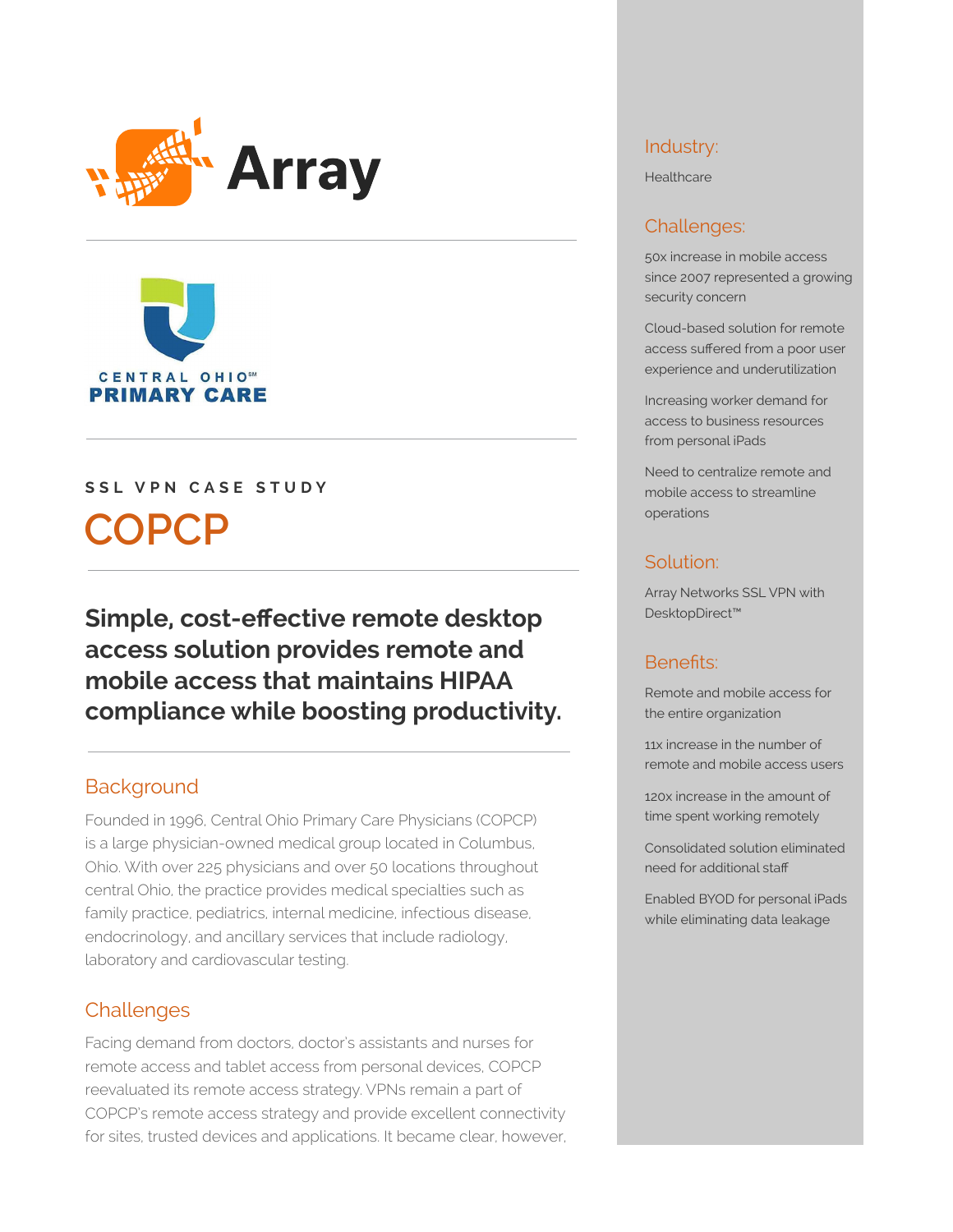Array

CENTRAL OHIO℠
PRIMARY CARE

**SSL VPN CASE STUDY**

# COPCP

## Simple, cost-effective remote desktop access solution provides remote and mobile access that maintains HIPAA compliance while boosting productivity.

### Background

Founded in 1996, Central Ohio Primary Care Physicians (COPCP) is a large physician-owned medical group located in Columbus, Ohio. With over 225 physicians and over 50 locations throughout central Ohio, the practice provides medical specialties such as family practice, pediatrics, internal medicine, infectious disease, endocrinology, and ancillary services that include radiology, laboratory and cardiovascular testing.

### Challenges

Facing demand from doctors, doctor's assistants and nurses for remote access and tablet access from personal devices, COPCP reevaluated its remote access strategy. VPNs remain a part of COPCP's remote access strategy and provide excellent connectivity for sites, trusted devices and applications. It became clear, however,

### Industry:

Healthcare

### Challenges:

50x increase in mobile access since 2007 represented a growing security concern

Cloud-based solution for remote access suffered from a poor user experience and underutilization

Increasing worker demand for access to business resources from personal iPads

Need to centralize remote and mobile access to streamline operations

### Solution:

Array Networks SSL VPN with DesktopDirect™

### Benefits:

Remote and mobile access for the entire organization

11x increase in the number of remote and mobile access users

120x increase in the amount of time spent working remotely

Consolidated solution eliminated need for additional staff

Enabled BYOD for personal iPads while eliminating data leakage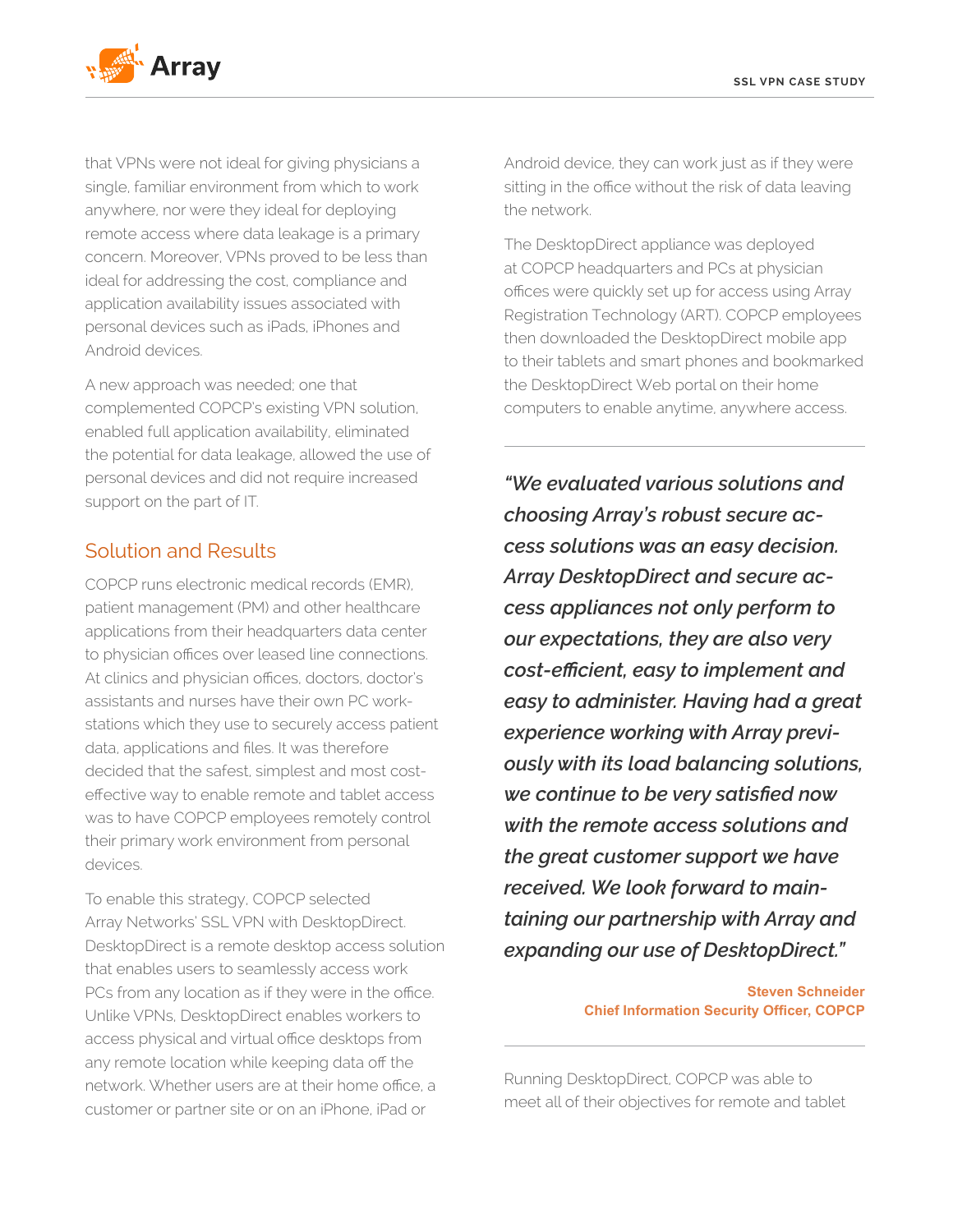that VPNs were not ideal for giving physicians a single, familiar environment from which to work anywhere, nor were they ideal for deploying remote access where data leakage is a primary concern. Moreover, VPNs proved to be less than ideal for addressing the cost, compliance and application availability issues associated with personal devices such as iPads, iPhones and Android devices.

A new approach was needed; one that complemented COPCP's existing VPN solution, enabled full application availability, eliminated the potential for data leakage, allowed the use of personal devices and did not require increased support on the part of IT.

## Solution and Results

COPCP runs electronic medical records (EMR), patient management (PM) and other healthcare applications from their headquarters data center to physician offices over leased line connections. At clinics and physician offices, doctors, doctor's assistants and nurses have their own PC workstations which they use to securely access patient data, applications and files. It was therefore decided that the safest, simplest and most cost-effective way to enable remote and tablet access was to have COPCP employees remotely control their primary work environment from personal devices.

To enable this strategy, COPCP selected Array Networks' SSL VPN with DesktopDirect. DesktopDirect is a remote desktop access solution that enables users to seamlessly access work PCs from any location as if they were in the office. Unlike VPNs, DesktopDirect enables workers to access physical and virtual office desktops from any remote location while keeping data off the network. Whether users are at their home office, a customer or partner site or on an iPhone, iPad or Android device, they can work just as if they were sitting in the office without the risk of data leaving the network.

The DesktopDirect appliance was deployed at COPCP headquarters and PCs at physician offices were quickly set up for access using Array Registration Technology (ART). COPCP employees then downloaded the DesktopDirect mobile app to their tablets and smart phones and bookmarked the DesktopDirect Web portal on their home computers to enable anytime, anywhere access.

> ***"We evaluated various solutions and choosing Array's robust secure access solutions was an easy decision. Array DesktopDirect and secure access appliances not only perform to our expectations, they are also very cost-efficient, easy to implement and easy to administer. Having had a great experience working with Array previously with its load balancing solutions, we continue to be very satisfied now with the remote access solutions and the great customer support we have received. We look forward to maintaining our partnership with Array and expanding our use of DesktopDirect."***
>
> **Steven Schneider**
> **Chief Information Security Officer, COPCP**

Running DesktopDirect, COPCP was able to meet all of their objectives for remote and tablet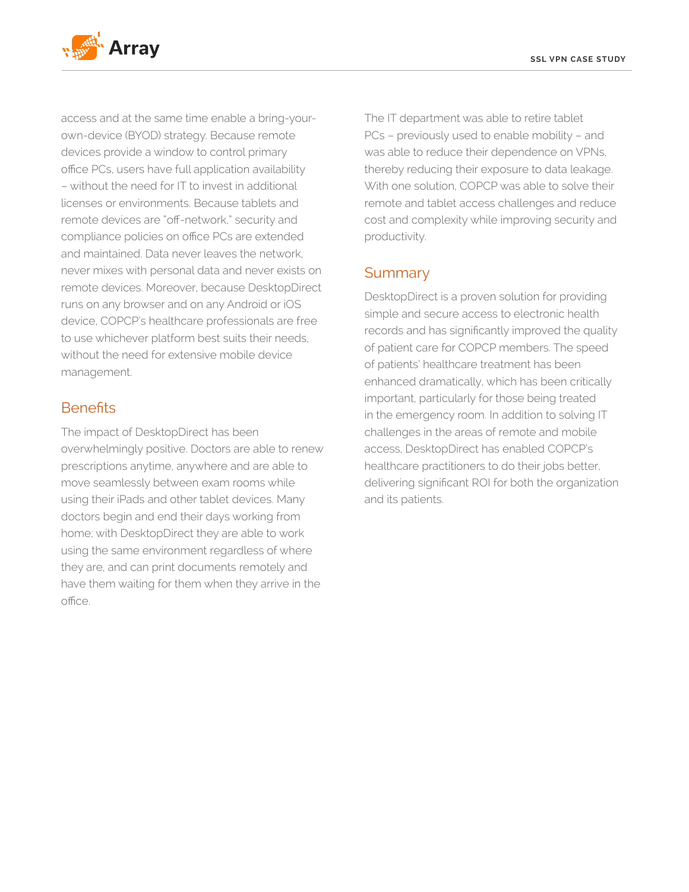access and at the same time enable a bring-your-own-device (BYOD) strategy. Because remote devices provide a window to control primary office PCs, users have full application availability – without the need for IT to invest in additional licenses or environments. Because tablets and remote devices are "off-network," security and compliance policies on office PCs are extended and maintained. Data never leaves the network, never mixes with personal data and never exists on remote devices. Moreover, because DesktopDirect runs on any browser and on any Android or iOS device, COPCP's healthcare professionals are free to use whichever platform best suits their needs, without the need for extensive mobile device management.

## Benefits

The impact of DesktopDirect has been overwhelmingly positive. Doctors are able to renew prescriptions anytime, anywhere and are able to move seamlessly between exam rooms while using their iPads and other tablet devices. Many doctors begin and end their days working from home; with DesktopDirect they are able to work using the same environment regardless of where they are, and can print documents remotely and have them waiting for them when they arrive in the office.

The IT department was able to retire tablet PCs – previously used to enable mobility – and was able to reduce their dependence on VPNs, thereby reducing their exposure to data leakage. With one solution, COPCP was able to solve their remote and tablet access challenges and reduce cost and complexity while improving security and productivity.

## Summary

DesktopDirect is a proven solution for providing simple and secure access to electronic health records and has significantly improved the quality of patient care for COPCP members. The speed of patients' healthcare treatment has been enhanced dramatically, which has been critically important, particularly for those being treated in the emergency room. In addition to solving IT challenges in the areas of remote and mobile access, DesktopDirect has enabled COPCP's healthcare practitioners to do their jobs better, delivering significant ROI for both the organization and its patients.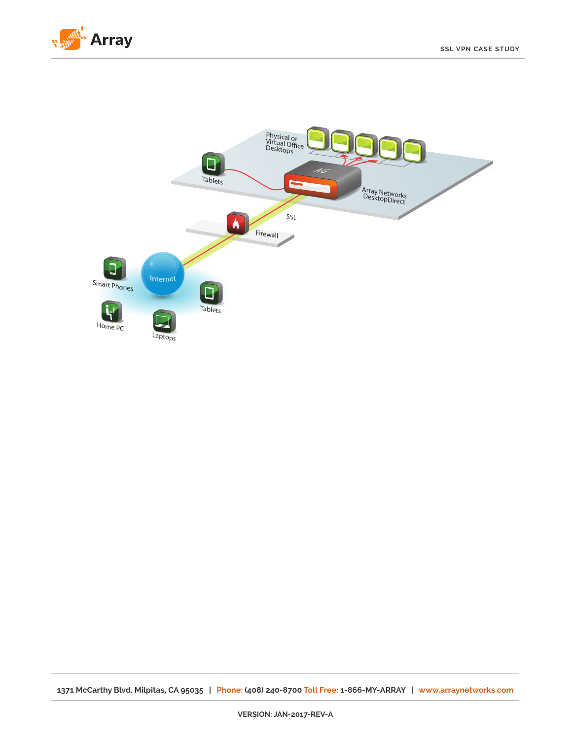Physical or Virtual Office Desktops

Tablets

Array Networks DesktopDirect

SSL

Firewall

Smart Phones

Internet

Tablets

Home PC

Laptops

1371 McCarthy Blvd. Milpitas, CA 95035 | Phone: (408) 240-8700 Toll Free: 1-866-MY-ARRAY | www.arraynetworks.com

VERSION: JAN-2017-REV-A